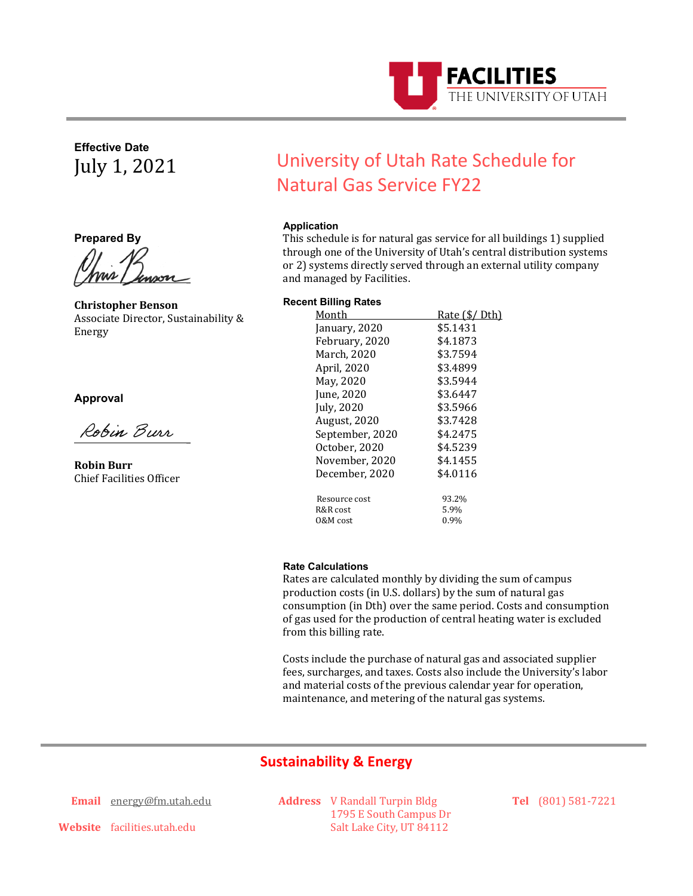**Effective Date**

July 1, 2021

# University of Utah Rate Schedule for Natural Gas Service FY22

**Prepared By**

**Christopher Benson**
Associate Director, Sustainability & Energy

**Approval**

**Robin Burr**
Chief Facilities Officer

### Application

This schedule is for natural gas service for all buildings 1) supplied through one of the University of Utah's central distribution systems or 2) systems directly served through an external utility company and managed by Facilities.

### Recent Billing Rates

| Month | Rate ($/ Dth) |
|---|---|
| January, 2020 | $5.1431 |
| February, 2020 | $4.1873 |
| March, 2020 | $3.7594 |
| April, 2020 | $3.4899 |
| May, 2020 | $3.5944 |
| June, 2020 | $3.6447 |
| July, 2020 | $3.5966 |
| August, 2020 | $3.7428 |
| September, 2020 | $4.2475 |
| October, 2020 | $4.5239 |
| November, 2020 | $4.1455 |
| December, 2020 | $4.0116 |

| | |
|---|---|
| Resource cost | 93.2% |
| R&R cost | 5.9% |
| O&M cost | 0.9% |

### Rate Calculations

Rates are calculated monthly by dividing the sum of campus production costs (in U.S. dollars) by the sum of natural gas consumption (in Dth) over the same period. Costs and consumption of gas used for the production of central heating water is excluded from this billing rate.

Costs include the purchase of natural gas and associated supplier fees, surcharges, and taxes. Costs also include the University's labor and material costs of the previous calendar year for operation, maintenance, and metering of the natural gas systems.

## Sustainability & Energy

**Email** energy@fm.utah.edu

**Website** facilities.utah.edu

**Address** V Randall Turpin Bldg
1795 E South Campus Dr
Salt Lake City, UT 84112

**Tel** (801) 581-7221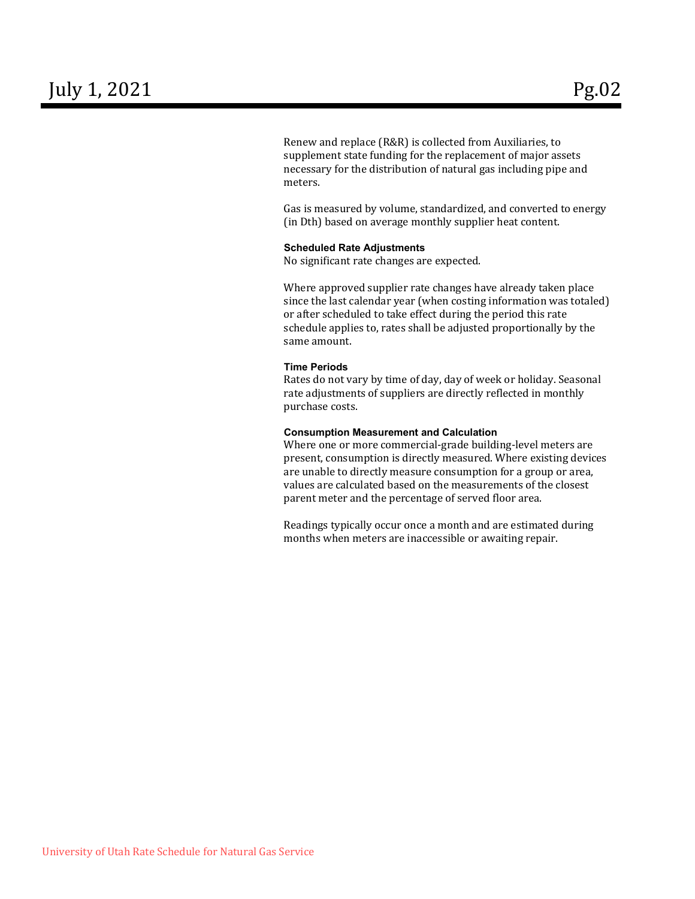Renew and replace (R&R) is collected from Auxiliaries, to supplement state funding for the replacement of major assets necessary for the distribution of natural gas including pipe and meters.

Gas is measured by volume, standardized, and converted to energy (in Dth) based on average monthly supplier heat content.

#### Scheduled Rate Adjustments

No significant rate changes are expected.

Where approved supplier rate changes have already taken place since the last calendar year (when costing information was totaled) or after scheduled to take effect during the period this rate schedule applies to, rates shall be adjusted proportionally by the same amount.

#### Time Periods

Rates do not vary by time of day, day of week or holiday. Seasonal rate adjustments of suppliers are directly reflected in monthly purchase costs.

#### Consumption Measurement and Calculation

Where one or more commercial-grade building-level meters are present, consumption is directly measured. Where existing devices are unable to directly measure consumption for a group or area, values are calculated based on the measurements of the closest parent meter and the percentage of served floor area.

Readings typically occur once a month and are estimated during months when meters are inaccessible or awaiting repair.